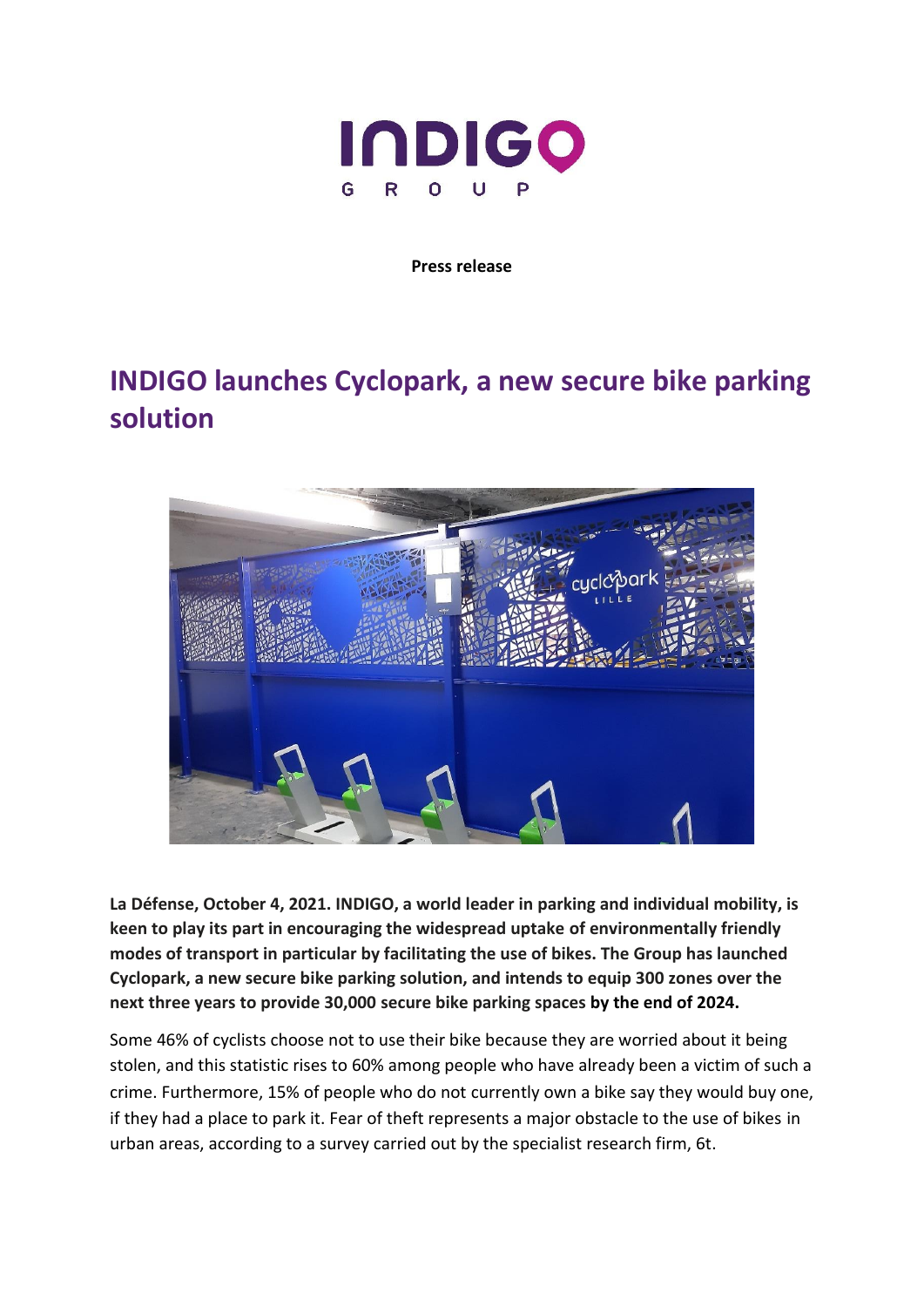INDIGO GROUP

**Press release**

# INDIGO launches Cyclopark, a new secure bike parking solution

**La Défense, October 4, 2021. INDIGO, a world leader in parking and individual mobility, is keen to play its part in encouraging the widespread uptake of environmentally friendly modes of transport in particular by facilitating the use of bikes. The Group has launched Cyclopark, a new secure bike parking solution, and intends to equip 300 zones over the next three years to provide 30,000 secure bike parking spaces by the end of 2024.**

Some 46% of cyclists choose not to use their bike because they are worried about it being stolen, and this statistic rises to 60% among people who have already been a victim of such a crime. Furthermore, 15% of people who do not currently own a bike say they would buy one, if they had a place to park it. Fear of theft represents a major obstacle to the use of bikes in urban areas, according to a survey carried out by the specialist research firm, 6t.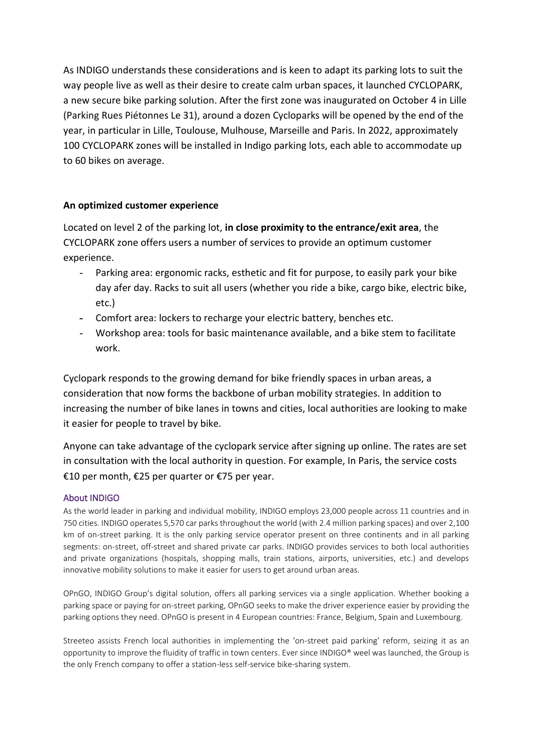As INDIGO understands these considerations and is keen to adapt its parking lots to suit the way people live as well as their desire to create calm urban spaces, it launched CYCLOPARK, a new secure bike parking solution. After the first zone was inaugurated on October 4 in Lille (Parking Rues Piétonnes Le 31), around a dozen Cycloparks will be opened by the end of the year, in particular in Lille, Toulouse, Mulhouse, Marseille and Paris. In 2022, approximately 100 CYCLOPARK zones will be installed in Indigo parking lots, each able to accommodate up to 60 bikes on average.

**An optimized customer experience**

Located on level 2 of the parking lot, **in close proximity to the entrance/exit area**, the CYCLOPARK zone offers users a number of services to provide an optimum customer experience.

- Parking area: ergonomic racks, esthetic and fit for purpose, to easily park your bike day afer day. Racks to suit all users (whether you ride a bike, cargo bike, electric bike, etc.)
- Comfort area: lockers to recharge your electric battery, benches etc.
- Workshop area: tools for basic maintenance available, and a bike stem to facilitate work.

Cyclopark responds to the growing demand for bike friendly spaces in urban areas, a consideration that now forms the backbone of urban mobility strategies. In addition to increasing the number of bike lanes in towns and cities, local authorities are looking to make it easier for people to travel by bike.

Anyone can take advantage of the cyclopark service after signing up online. The rates are set in consultation with the local authority in question. For example, In Paris, the service costs €10 per month, €25 per quarter or €75 per year.

## About INDIGO

As the world leader in parking and individual mobility, INDIGO employs 23,000 people across 11 countries and in 750 cities. INDIGO operates 5,570 car parks throughout the world (with 2.4 million parking spaces) and over 2,100 km of on-street parking. It is the only parking service operator present on three continents and in all parking segments: on-street, off-street and shared private car parks. INDIGO provides services to both local authorities and private organizations (hospitals, shopping malls, train stations, airports, universities, etc.) and develops innovative mobility solutions to make it easier for users to get around urban areas.

OPnGO, INDIGO Group's digital solution, offers all parking services via a single application. Whether booking a parking space or paying for on-street parking, OPnGO seeks to make the driver experience easier by providing the parking options they need. OPnGO is present in 4 European countries: France, Belgium, Spain and Luxembourg.

Streeteo assists French local authorities in implementing the 'on-street paid parking' reform, seizing it as an opportunity to improve the fluidity of traffic in town centers. Ever since INDIGO® weel was launched, the Group is the only French company to offer a station-less self-service bike-sharing system.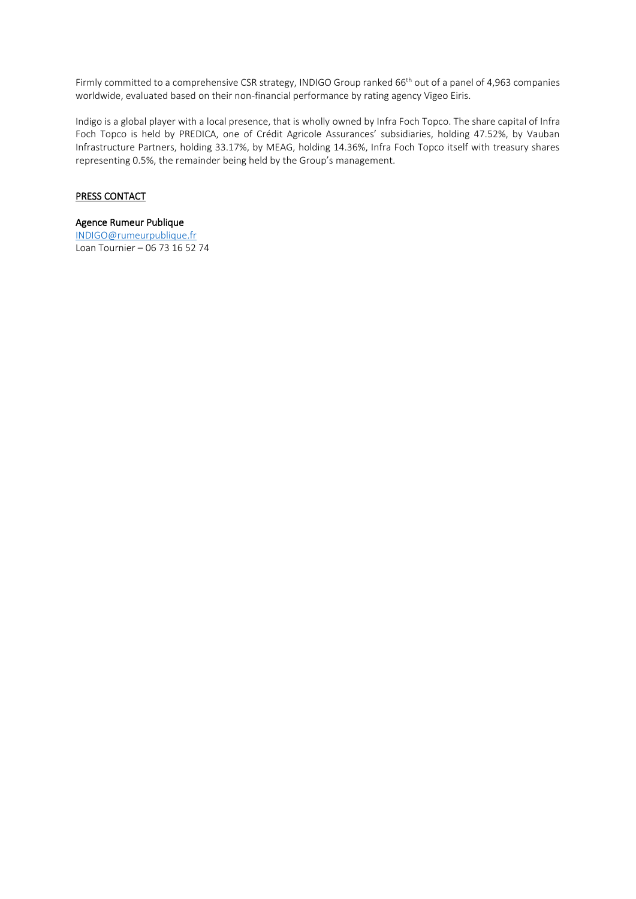Firmly committed to a comprehensive CSR strategy, INDIGO Group ranked 66th out of a panel of 4,963 companies worldwide, evaluated based on their non-financial performance by rating agency Vigeo Eiris.

Indigo is a global player with a local presence, that is wholly owned by Infra Foch Topco. The share capital of Infra Foch Topco is held by PREDICA, one of Crédit Agricole Assurances' subsidiaries, holding 47.52%, by Vauban Infrastructure Partners, holding 33.17%, by MEAG, holding 14.36%, Infra Foch Topco itself with treasury shares representing 0.5%, the remainder being held by the Group's management.

## PRESS CONTACT

**Agence Rumeur Publique**
INDIGO@rumeurpublique.fr
Loan Tournier – 06 73 16 52 74